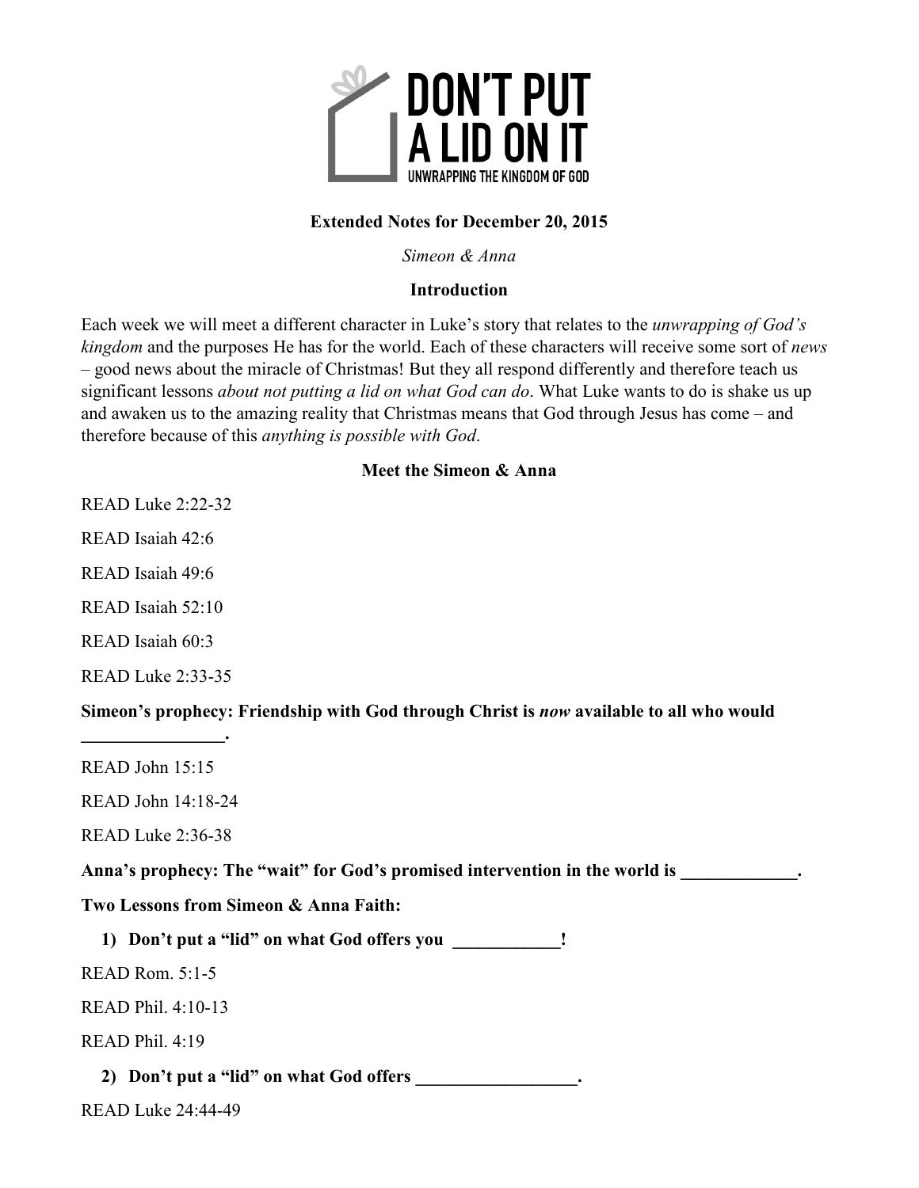# DON'T PUT A LID ON IT

UNWRAPPING THE KINGDOM OF GOD

**Extended Notes for December 20, 2015**

*Simeon & Anna*

**Introduction**

Each week we will meet a different character in Luke's story that relates to the *unwrapping of God's kingdom* and the purposes He has for the world. Each of these characters will receive some sort of *news* – good news about the miracle of Christmas! But they all respond differently and therefore teach us significant lessons *about not putting a lid on what God can do*. What Luke wants to do is shake us up and awaken us to the amazing reality that Christmas means that God through Jesus has come – and therefore because of this *anything is possible with God*.

**Meet the Simeon & Anna**

READ Luke 2:22-32

READ Isaiah 42:6

READ Isaiah 49:6

READ Isaiah 52:10

READ Isaiah 60:3

READ Luke 2:33-35

**Simeon's prophecy: Friendship with God through Christ is *now* available to all who would ________________.**

READ John 15:15

READ John 14:18-24

READ Luke 2:36-38

**Anna's prophecy: The "wait" for God's promised intervention in the world is _____________.**

**Two Lessons from Simeon & Anna Faith:**

1) **Don't put a "lid" on what God offers you ____________!**

READ Rom. 5:1-5

READ Phil. 4:10-13

READ Phil. 4:19

2) **Don't put a "lid" on what God offers __________________.**

READ Luke 24:44-49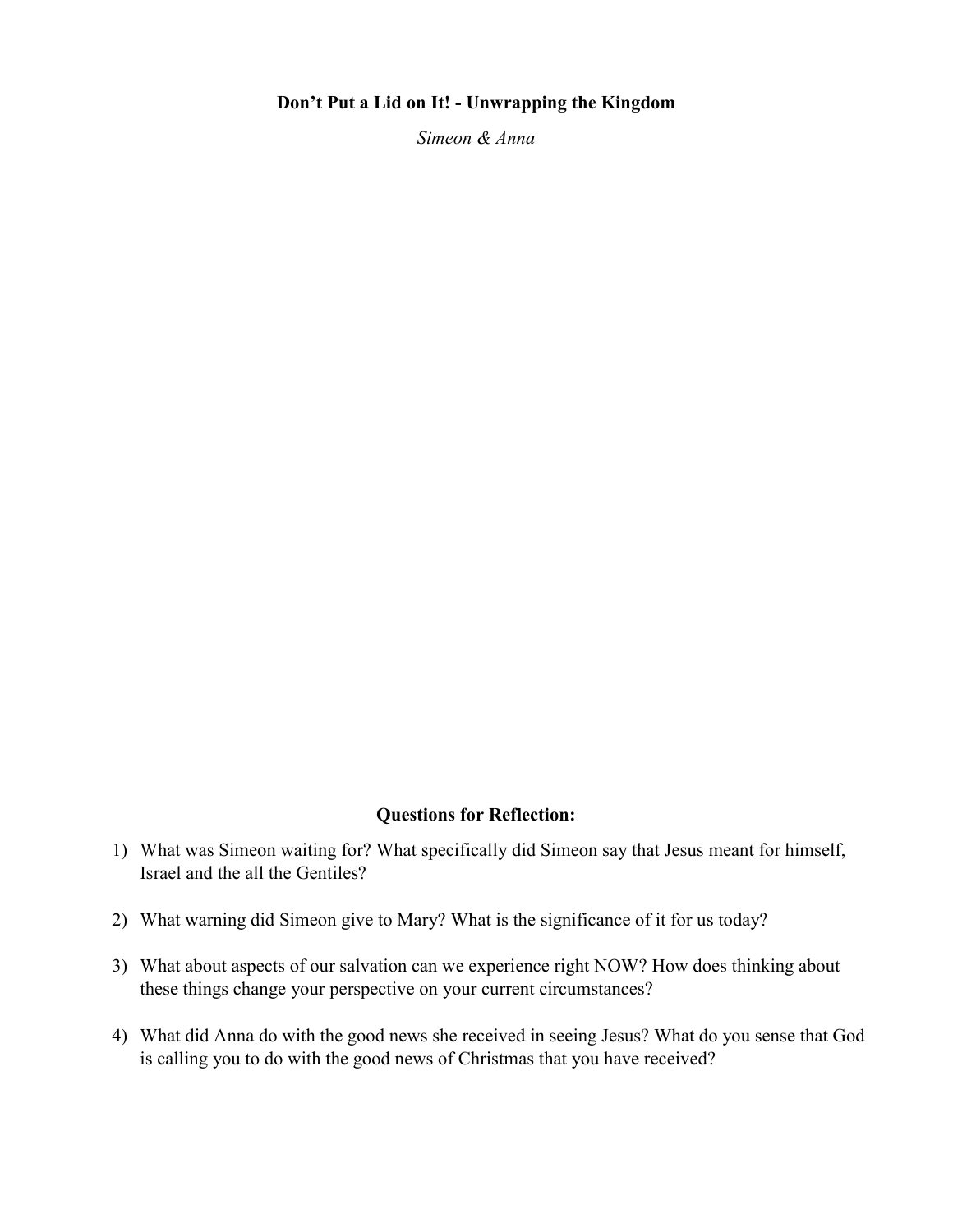**Don't Put a Lid on It! - Unwrapping the Kingdom**

*Simeon & Anna*

**Questions for Reflection:**

1) What was Simeon waiting for? What specifically did Simeon say that Jesus meant for himself, Israel and the all the Gentiles?

2) What warning did Simeon give to Mary? What is the significance of it for us today?

3) What about aspects of our salvation can we experience right NOW? How does thinking about these things change your perspective on your current circumstances?

4) What did Anna do with the good news she received in seeing Jesus? What do you sense that God is calling you to do with the good news of Christmas that you have received?